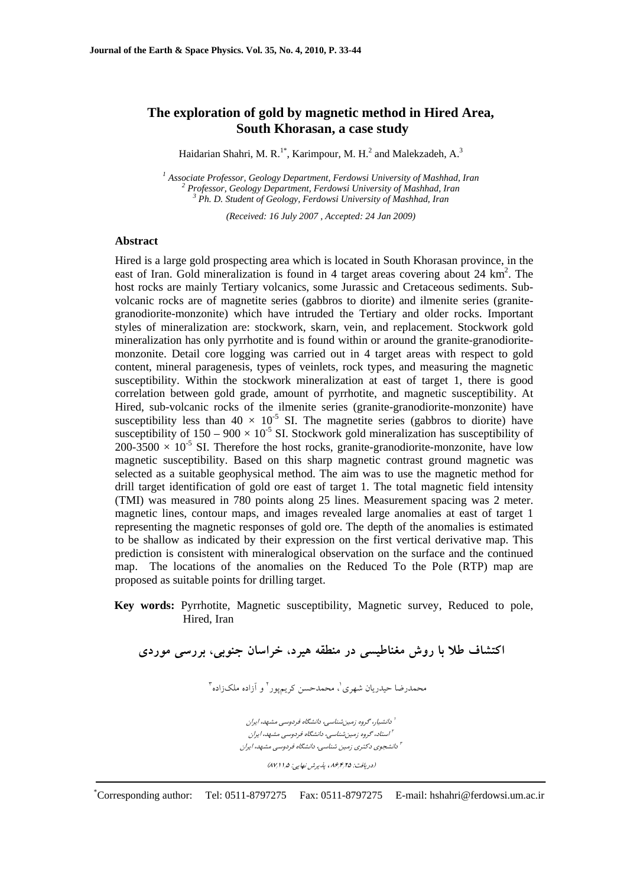# The exploration of gold by magnetic method in Hired Area, South Khorasan, a case study

Haidarian Shahri, M. R.[1*], Karimpour, M. H.[2] and Malekzadeh, A.[3]

*[1] Associate Professor, Geology Department, Ferdowsi University of Mashhad, Iran*
*[2] Professor, Geology Department, Ferdowsi University of Mashhad, Iran*
*[3] Ph. D. Student of Geology, Ferdowsi University of Mashhad, Iran*

*(Received: 16 July 2007 , Accepted: 24 Jan 2009)*

## Abstract

Hired is a large gold prospecting area which is located in South Khorasan province, in the east of Iran. Gold mineralization is found in 4 target areas covering about 24 km$^2$. The host rocks are mainly Tertiary volcanics, some Jurassic and Cretaceous sediments. Sub-volcanic rocks are of magnetite series (gabbros to diorite) and ilmenite series (granite-granodiorite-monzonite) which have intruded the Tertiary and older rocks. Important styles of mineralization are: stockwork, skarn, vein, and replacement. Stockwork gold mineralization has only pyrrhotite and is found within or around the granite-granodiorite-monzonite. Detail core logging was carried out in 4 target areas with respect to gold content, mineral paragenesis, types of veinlets, rock types, and measuring the magnetic susceptibility. Within the stockwork mineralization at east of target 1, there is good correlation between gold grade, amount of pyrrhotite, and magnetic susceptibility. At Hired, sub-volcanic rocks of the ilmenite series (granite-granodiorite-monzonite) have susceptibility less than $40 \times 10^{-5}$ SI. The magnetite series (gabbros to diorite) have susceptibility of $150 – 900 \times 10^{-5}$ SI. Stockwork gold mineralization has susceptibility of $200\text{-}3500 \times 10^{-5}$ SI. Therefore the host rocks, granite-granodiorite-monzonite, have low magnetic susceptibility. Based on this sharp magnetic contrast ground magnetic was selected as a suitable geophysical method. The aim was to use the magnetic method for drill target identification of gold ore east of target 1. The total magnetic field intensity (TMI) was measured in 780 points along 25 lines. Measurement spacing was 2 meter. magnetic lines, contour maps, and images revealed large anomalies at east of target 1 representing the magnetic responses of gold ore. The depth of the anomalies is estimated to be shallow as indicated by their expression on the first vertical derivative map. This prediction is consistent with mineralogical observation on the surface and the continued map. The locations of the anomalies on the Reduced To the Pole (RTP) map are proposed as suitable points for drilling target.

**Key words:** Pyrrhotite, Magnetic susceptibility, Magnetic survey, Reduced to pole, Hired, Iran

# اکتشاف طلا با روش مغناطیسی در منطقه هیرد، خراسان جنوبی، بررسی موردی

محمدرضا حیدریان شهری[1]، محمدحسن کریم‌پور[2] و آزاده ملک‌زاده[3]

[1] دانشیار، گروه زمین‌شناسی، دانشگاه فردوسی مشهد، ایران
[2] استاد، گروه زمین‌شناسی، دانشگاه فردوسی مشهد، ایران
[3] دانشجوی دکتری زمین شناسی، دانشگاه فردوسی مشهد، ایران

(دریافت: ۸۶/۴/۲۵ ، پذیرش نهایی: ۸۷/۱۱/۵)

*Corresponding author: Tel: 0511-8797275 Fax: 0511-8797275 E-mail: hshahri@ferdowsi.um.ac.ir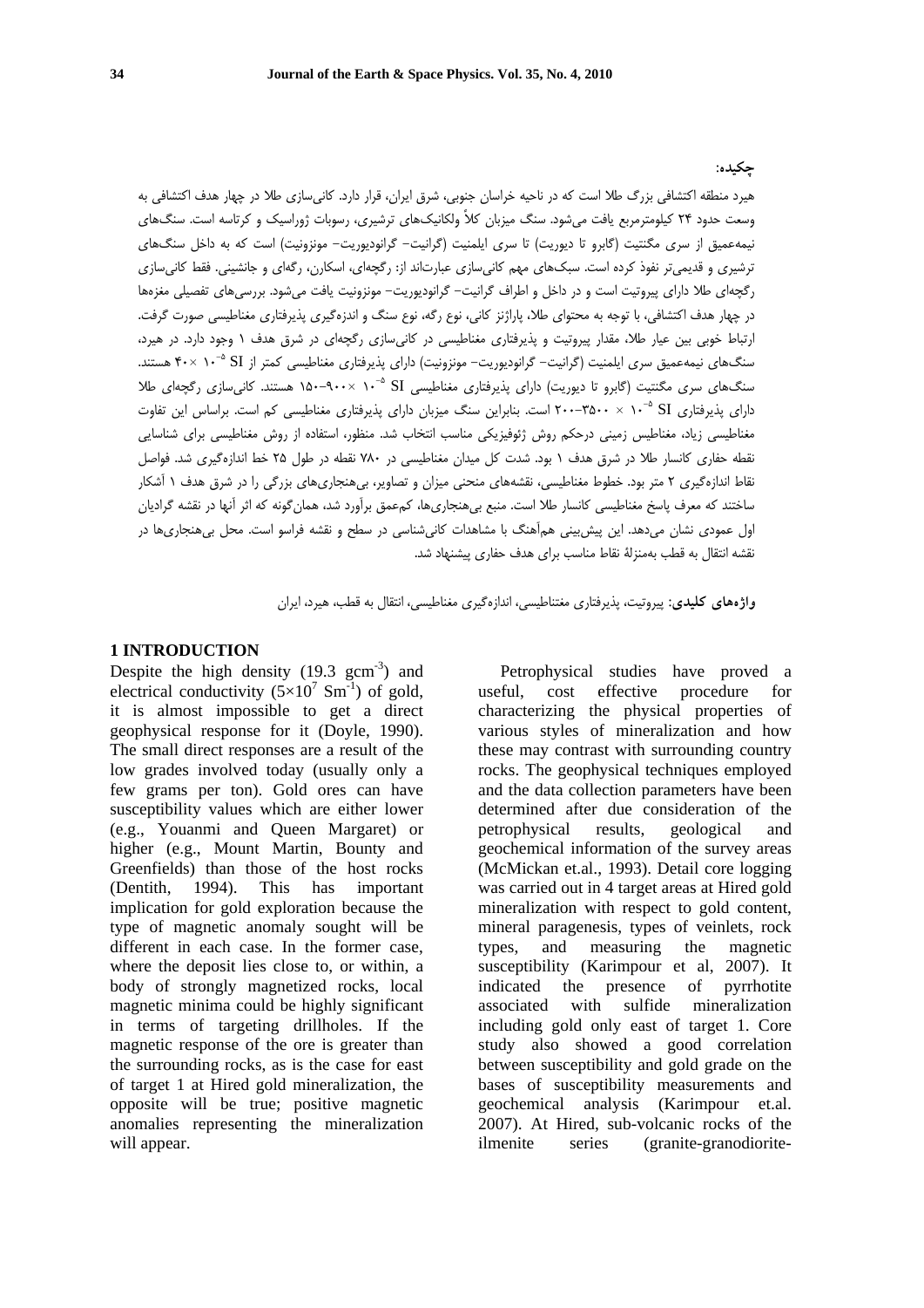**چکیده:**

هیرد منطقه اکتشافی بزرگ طلا است که در ناحیه خراسان جنوبی، شرق ایران، قرار دارد. کانی‌سازی طلا در چهار هدف اکتشافی به وسعت حدود ۲۴ کیلومترمربع یافت می‌شود. سنگ میزبان کلاً ولکانیک‌های ترشیری، رسوبات ژوراسیک و کرتاسه است. سنگ‌های نیمه‌عمیق از سری مگنتیت (گابرو تا دیوریت) تا سری ایلمنیت (گرانیت– گرانودیوریت– مونزونیت) است که به داخل سنگ‌های ترشیری و قدیمی‌تر نفوذ کرده است. سبک‌های مهم کانی‌سازی عبارت‌اند از: رگچه‌ای، اسکارن، رگه‌ای و جانشینی. فقط کانی‌سازی رگچه‌ای طلا دارای پیروتیت است و در داخل و اطراف گرانیت– گرانودیوریت– مونزونیت یافت می‌شود. بررسی‌های تفصیلی مغزه‌ها در چهار هدف اکتشافی، با توجه به محتوای طلا، پاراژنز کانی، نوع رگه، نوع سنگ و اندازه‌گیری پذیرفتاری مغناطیسی صورت گرفت. ارتباط خوبی بین عیار طلا، مقدار پیروتیت و پذیرفتاری مغناطیسی در کانی‌سازی رگچه‌ای در شرق هدف ۱ وجود دارد. در هیرد، سنگ‌های نیمه‌عمیق سری ایلمنیت (گرانیت– گرانودیوریت– مونزونیت) دارای پذیرفتاری مغناطیسی کمتر از $40 \times 10^{-5}$ SI هستند. سنگ‌های سری مگنتیت (گابرو تا دیوریت) دارای پذیرفتاری مغناطیسی $150-900 \times 10^{-5}$ SI هستند. کانی‌سازی رگچه‌ای طلا دارای پذیرفتاری $200-3500 \times 10^{-5}$ SI است. بنابراین سنگ میزبان دارای پذیرفتاری مغناطیسی کم است. براساس این تفاوت مغناطیسی زیاد، مغناطیس زمینی درحکم روش ژئوفیزیکی مناسب انتخاب شد. منظور، استفاده از روش مغناطیسی برای شناسایی نقطه حفاری کانسار طلا در شرق هدف ۱ بود. شدت کل میدان مغناطیسی در ۷۸۰ نقطه در طول ۲۵ خط اندازه‌گیری شد. فواصل نقاط اندازه‌گیری ۲ متر بود. خطوط مغناطیسی، نقشه‌های منحنی میزان و تصاویر، بی‌هنجاری‌های بزرگی را در شرق هدف ۱ آشکار ساختند که معرف پاسخ مغناطیسی کانسار طلا است. منبع بی‌هنجاری‌ها، کم‌عمق برآورد شد، همان‌گونه که اثر آنها در نقشه گرادیان اول عمودی نشان می‌دهد. این پیش‌بینی هم‌آهنگ با مشاهدات کانی‌شناسی در سطح و نقشه فراسو است. محل بی‌هنجاری‌ها در نقشه انتقال به قطب به‌منزلهٔ نقاط مناسب برای هدف حفاری پیشنهاد شد.

**واژه‌های کلیدی:** پیروتیت، پذیرفتاری مغنتاطیسی، اندازه‌گیری مغناطیسی، انتقال به قطب، هیرد، ایران

## 1 INTRODUCTION

Despite the high density (19.3 $gcm^{-3}$) and electrical conductivity ($5\times10^{7}$ $Sm^{-1}$) of gold, it is almost impossible to get a direct geophysical response for it (Doyle, 1990). The small direct responses are a result of the low grades involved today (usually only a few grams per ton). Gold ores can have susceptibility values which are either lower (e.g., Youanmi and Queen Margaret) or higher (e.g., Mount Martin, Bounty and Greenfields) than those of the host rocks (Dentith, 1994). This has important implication for gold exploration because the type of magnetic anomaly sought will be different in each case. In the former case, where the deposit lies close to, or within, a body of strongly magnetized rocks, local magnetic minima could be highly significant in terms of targeting drillholes. If the magnetic response of the ore is greater than the surrounding rocks, as is the case for east of target 1 at Hired gold mineralization, the opposite will be true; positive magnetic anomalies representing the mineralization will appear.

Petrophysical studies have proved a useful, cost effective procedure for characterizing the physical properties of various styles of mineralization and how these may contrast with surrounding country rocks. The geophysical techniques employed and the data collection parameters have been determined after due consideration of the petrophysical results, geological and geochemical information of the survey areas (McMickan et.al., 1993). Detail core logging was carried out in 4 target areas at Hired gold mineralization with respect to gold content, mineral paragenesis, types of veinlets, rock types, and measuring the magnetic susceptibility (Karimpour et al, 2007). It indicated the presence of pyrrhotite associated with sulfide mineralization including gold only east of target 1. Core study also showed a good correlation between susceptibility and gold grade on the bases of susceptibility measurements and geochemical analysis (Karimpour et.al. 2007). At Hired, sub-volcanic rocks of the ilmenite series (granite-granodiorite-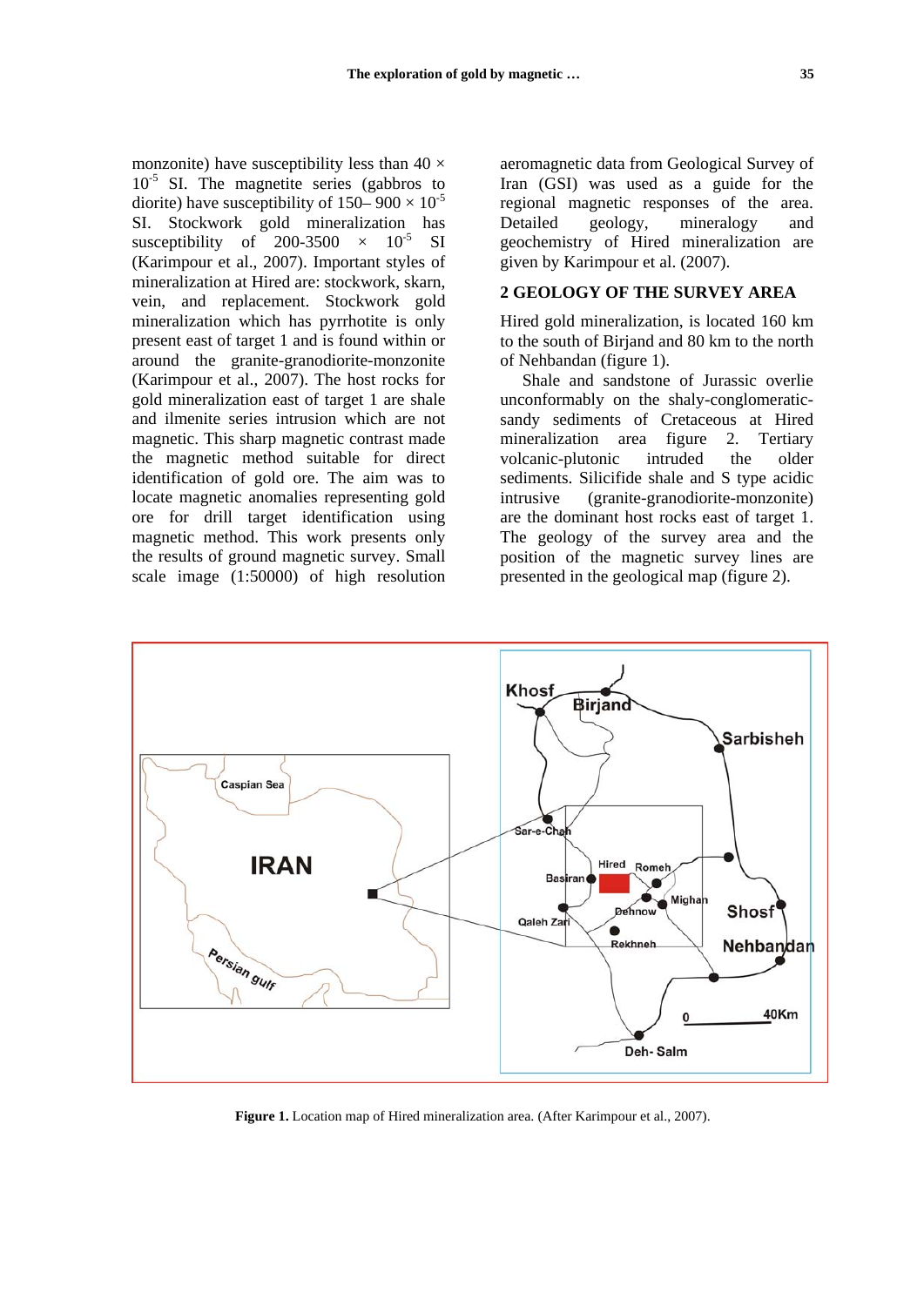monzonite) have susceptibility less than $40 \times 10^{-5}$ SI. The magnetite series (gabbros to diorite) have susceptibility of $150–900 \times 10^{-5}$ SI. Stockwork gold mineralization has susceptibility of $200\text{-}3500 \times 10^{-5}$ SI (Karimpour et al., 2007). Important styles of mineralization at Hired are: stockwork, skarn, vein, and replacement. Stockwork gold mineralization which has pyrrhotite is only present east of target 1 and is found within or around the granite-granodiorite-monzonite (Karimpour et al., 2007). The host rocks for gold mineralization east of target 1 are shale and ilmenite series intrusion which are not magnetic. This sharp magnetic contrast made the magnetic method suitable for direct identification of gold ore. The aim was to locate magnetic anomalies representing gold ore for drill target identification using magnetic method. This work presents only the results of ground magnetic survey. Small scale image (1:50000) of high resolution aeromagnetic data from Geological Survey of Iran (GSI) was used as a guide for the regional magnetic responses of the area. Detailed geology, mineralogy and geochemistry of Hired mineralization are given by Karimpour et al. (2007).

## 2 GEOLOGY OF THE SURVEY AREA

Hired gold mineralization, is located 160 km to the south of Birjand and 80 km to the north of Nehbandan (figure 1).

Shale and sandstone of Jurassic overlie unconformably on the shaly-conglomeratic-sandy sediments of Cretaceous at Hired mineralization area figure 2. Tertiary volcanic-plutonic intruded the older sediments. Silicifide shale and S type acidic intrusive (granite-granodiorite-monzonite) are the dominant host rocks east of target 1. The geology of the survey area and the position of the magnetic survey lines are presented in the geological map (figure 2).

**Figure 1.** Location map of Hired mineralization area. (After Karimpour et al., 2007).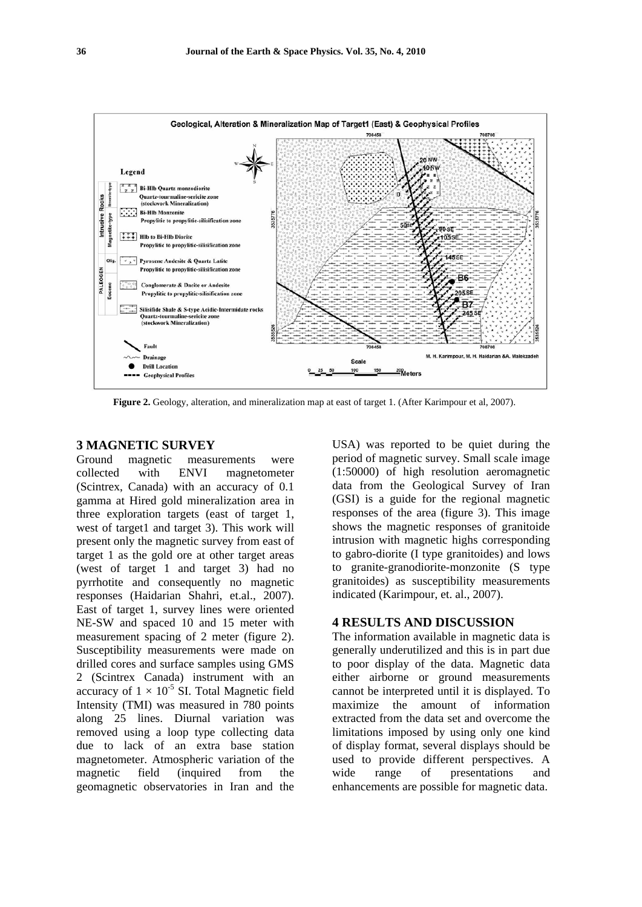**Figure 2.** Geology, alteration, and mineralization map at east of target 1. (After Karimpour et al, 2007).

## 3 MAGNETIC SURVEY

Ground magnetic measurements were collected with ENVI magnetometer (Scintrex, Canada) with an accuracy of 0.1 gamma at Hired gold mineralization area in three exploration targets (east of target 1, west of target1 and target 3). This work will present only the magnetic survey from east of target 1 as the gold ore at other target areas (west of target 1 and target 3) had no pyrrhotite and consequently no magnetic responses (Haidarian Shahri, et.al., 2007). East of target 1, survey lines were oriented NE-SW and spaced 10 and 15 meter with measurement spacing of 2 meter (figure 2). Susceptibility measurements were made on drilled cores and surface samples using GMS 2 (Scintrex Canada) instrument with an accuracy of $1 \times 10^{-5}$ SI. Total Magnetic field Intensity (TMI) was measured in 780 points along 25 lines. Diurnal variation was removed using a loop type collecting data due to lack of an extra base station magnetometer. Atmospheric variation of the magnetic field (inquired from the geomagnetic observatories in Iran and the USA) was reported to be quiet during the period of magnetic survey. Small scale image (1:50000) of high resolution aeromagnetic data from the Geological Survey of Iran (GSI) is a guide for the regional magnetic responses of the area (figure 3). This image shows the magnetic responses of granitoide intrusion with magnetic highs corresponding to gabro-diorite (I type granitoides) and lows to granite-granodiorite-monzonite (S type granitoides) as susceptibility measurements indicated (Karimpour, et. al., 2007).

## 4 RESULTS AND DISCUSSION

The information available in magnetic data is generally underutilized and this is in part due to poor display of the data. Magnetic data either airborne or ground measurements cannot be interpreted until it is displayed. To maximize the amount of information extracted from the data set and overcome the limitations imposed by using only one kind of display format, several displays should be used to provide different perspectives. A wide range of presentations and enhancements are possible for magnetic data.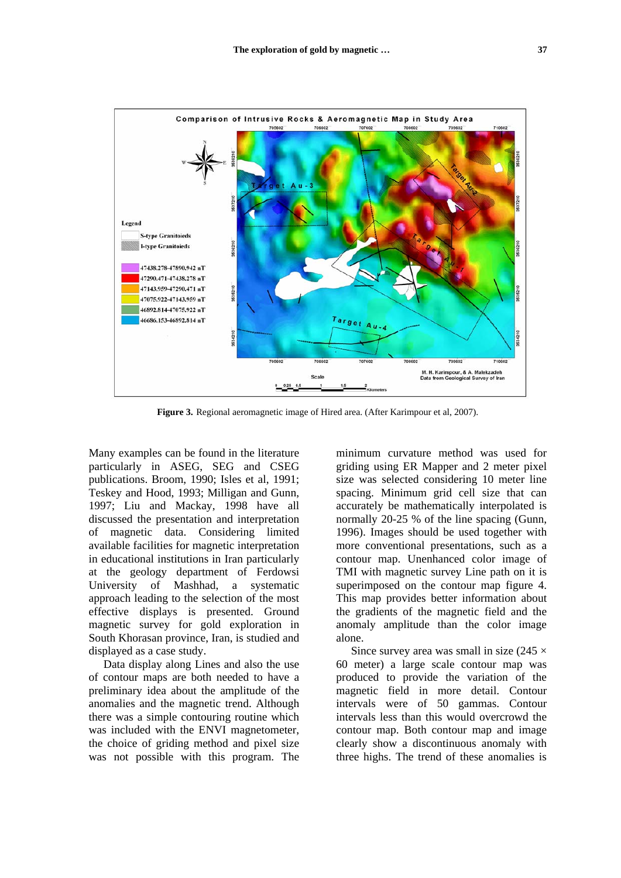**Figure 3.** Regional aeromagnetic image of Hired area. (After Karimpour et al, 2007).

Many examples can be found in the literature particularly in ASEG, SEG and CSEG publications. Broom, 1990; Isles et al, 1991; Teskey and Hood, 1993; Milligan and Gunn, 1997; Liu and Mackay, 1998 have all discussed the presentation and interpretation of magnetic data. Considering limited available facilities for magnetic interpretation in educational institutions in Iran particularly at the geology department of Ferdowsi University of Mashhad, a systematic approach leading to the selection of the most effective displays is presented. Ground magnetic survey for gold exploration in South Khorasan province, Iran, is studied and displayed as a case study.

Data display along Lines and also the use of contour maps are both needed to have a preliminary idea about the amplitude of the anomalies and the magnetic trend. Although there was a simple contouring routine which was included with the ENVI magnetometer, the choice of griding method and pixel size was not possible with this program. The minimum curvature method was used for griding using ER Mapper and 2 meter pixel size was selected considering 10 meter line spacing. Minimum grid cell size that can accurately be mathematically interpolated is normally 20-25 % of the line spacing (Gunn, 1996). Images should be used together with more conventional presentations, such as a contour map. Unenhanced color image of TMI with magnetic survey Line path on it is superimposed on the contour map figure 4. This map provides better information about the gradients of the magnetic field and the anomaly amplitude than the color image alone.

Since survey area was small in size (245 × 60 meter) a large scale contour map was produced to provide the variation of the magnetic field in more detail. Contour intervals were of 50 gammas. Contour intervals less than this would overcrowd the contour map. Both contour map and image clearly show a discontinuous anomaly with three highs. The trend of these anomalies is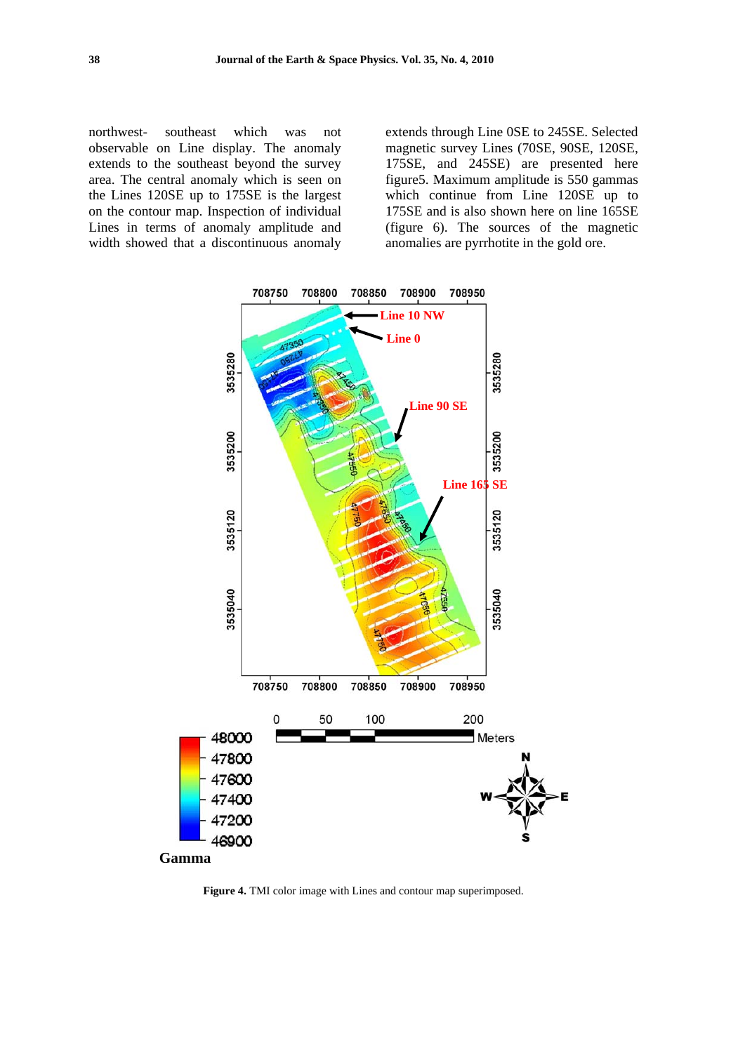northwest- southeast which was not observable on Line display. The anomaly extends to the southeast beyond the survey area. The central anomaly which is seen on the Lines 120SE up to 175SE is the largest on the contour map. Inspection of individual Lines in terms of anomaly amplitude and width showed that a discontinuous anomaly extends through Line 0SE to 245SE. Selected magnetic survey Lines (70SE, 90SE, 120SE, 175SE, and 245SE) are presented here figure5. Maximum amplitude is 550 gammas which continue from Line 120SE up to 175SE and is also shown here on line 165SE (figure 6). The sources of the magnetic anomalies are pyrrhotite in the gold ore.

**Figure 4.** TMI color image with Lines and contour map superimposed.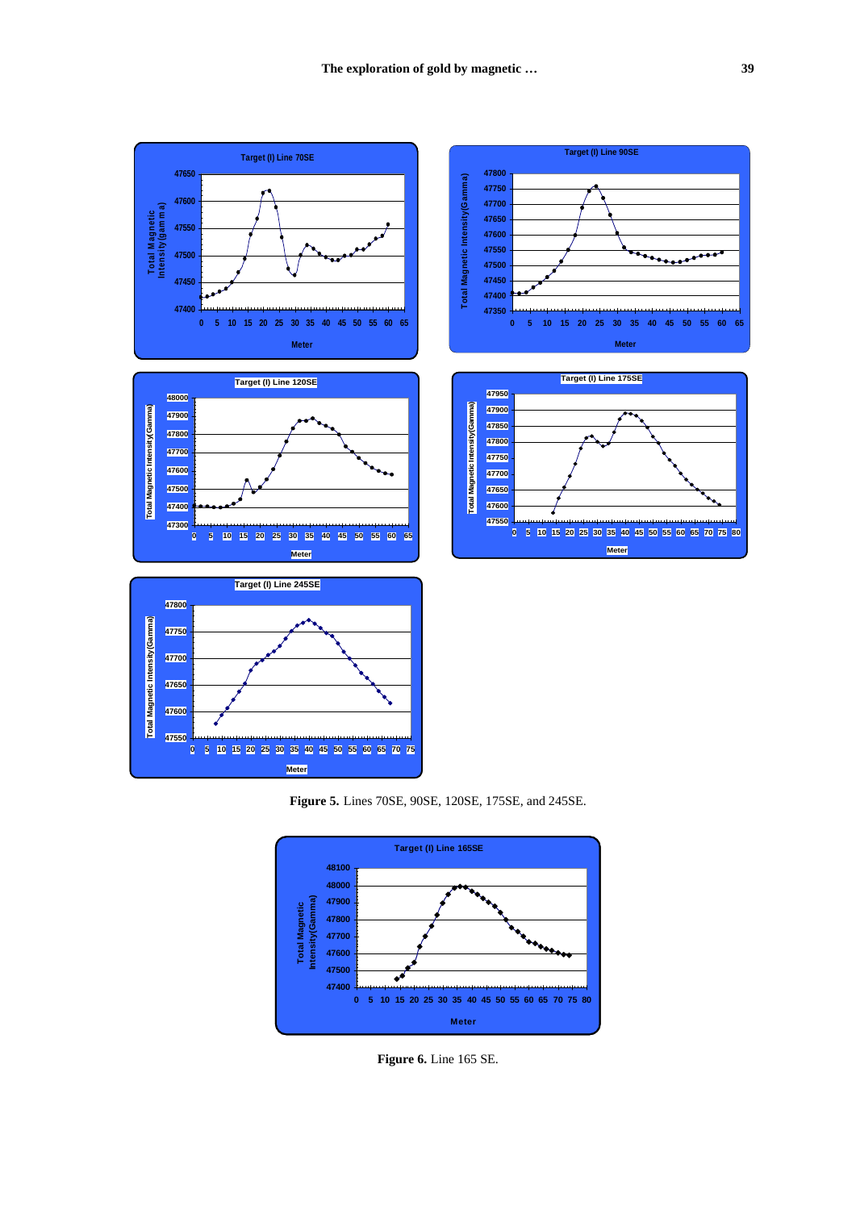**Figure 5.** Lines 70SE, 90SE, 120SE, 175SE, and 245SE.

**Figure 6.** Line 165 SE.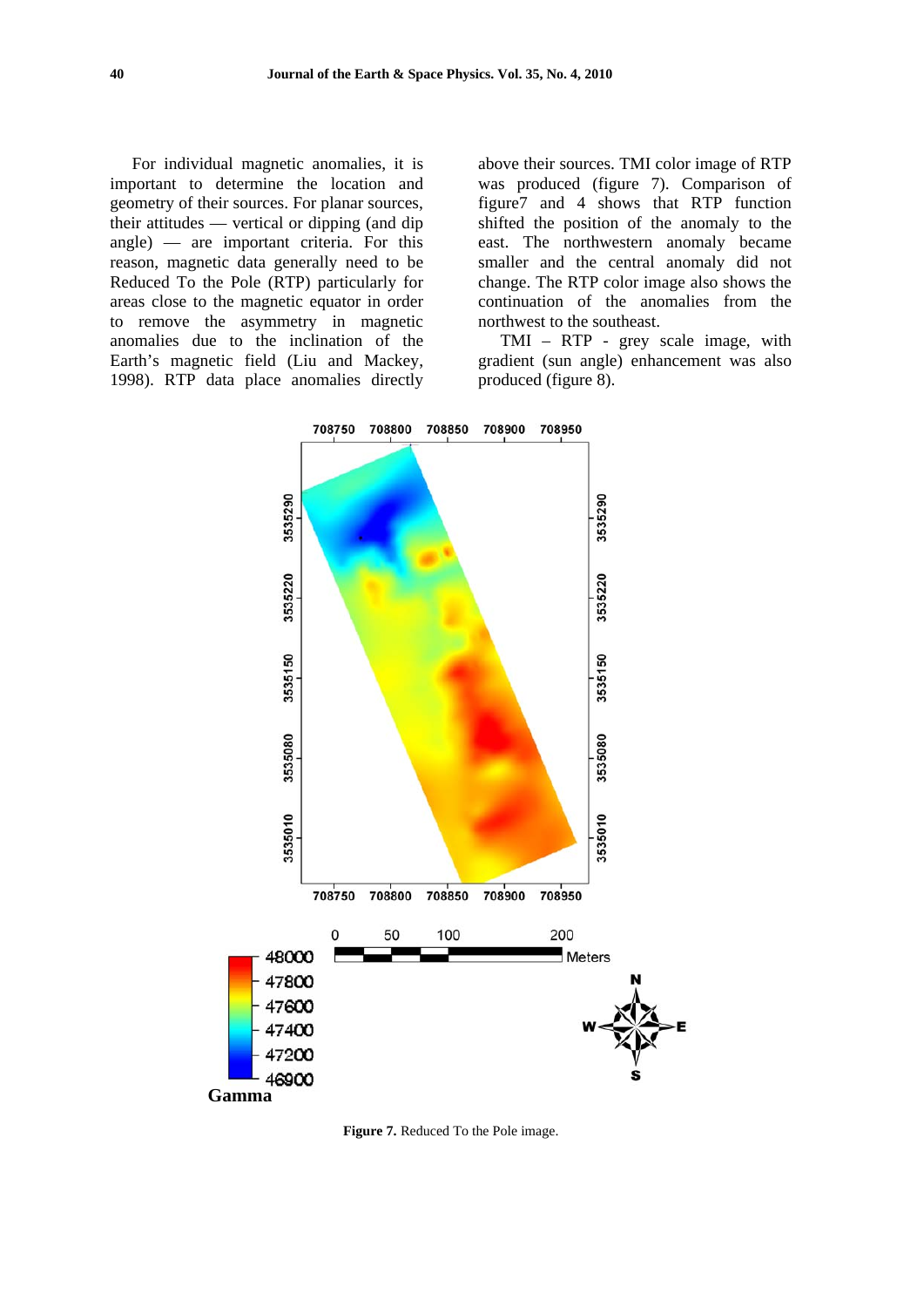For individual magnetic anomalies, it is important to determine the location and geometry of their sources. For planar sources, their attitudes — vertical or dipping (and dip angle) — are important criteria. For this reason, magnetic data generally need to be Reduced To the Pole (RTP) particularly for areas close to the magnetic equator in order to remove the asymmetry in magnetic anomalies due to the inclination of the Earth's magnetic field (Liu and Mackey, 1998). RTP data place anomalies directly above their sources. TMI color image of RTP was produced (figure 7). Comparison of figure7 and 4 shows that RTP function shifted the position of the anomaly to the east. The northwestern anomaly became smaller and the central anomaly did not change. The RTP color image also shows the continuation of the anomalies from the northwest to the southeast.

TMI – RTP - grey scale image, with gradient (sun angle) enhancement was also produced (figure 8).

**Figure 7.** Reduced To the Pole image.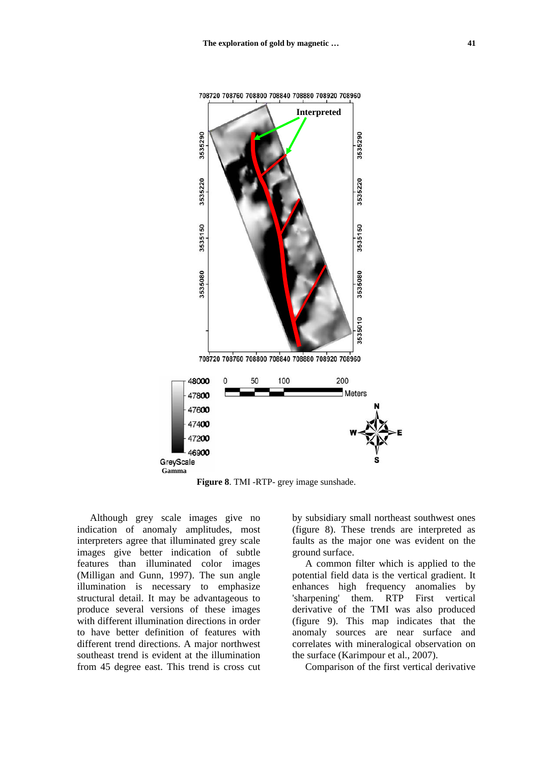**Figure 8**. TMI -RTP- grey image sunshade.

Although grey scale images give no indication of anomaly amplitudes, most interpreters agree that illuminated grey scale images give better indication of subtle features than illuminated color images (Milligan and Gunn, 1997). The sun angle illumination is necessary to emphasize structural detail. It may be advantageous to produce several versions of these images with different illumination directions in order to have better definition of features with different trend directions. A major northwest southeast trend is evident at the illumination from 45 degree east. This trend is cross cut by subsidiary small northeast southwest ones (figure 8). These trends are interpreted as faults as the major one was evident on the ground surface.

A common filter which is applied to the potential field data is the vertical gradient. It enhances high frequency anomalies by 'sharpening' them. RTP First vertical derivative of the TMI was also produced (figure 9). This map indicates that the anomaly sources are near surface and correlates with mineralogical observation on the surface (Karimpour et al., 2007).

Comparison of the first vertical derivative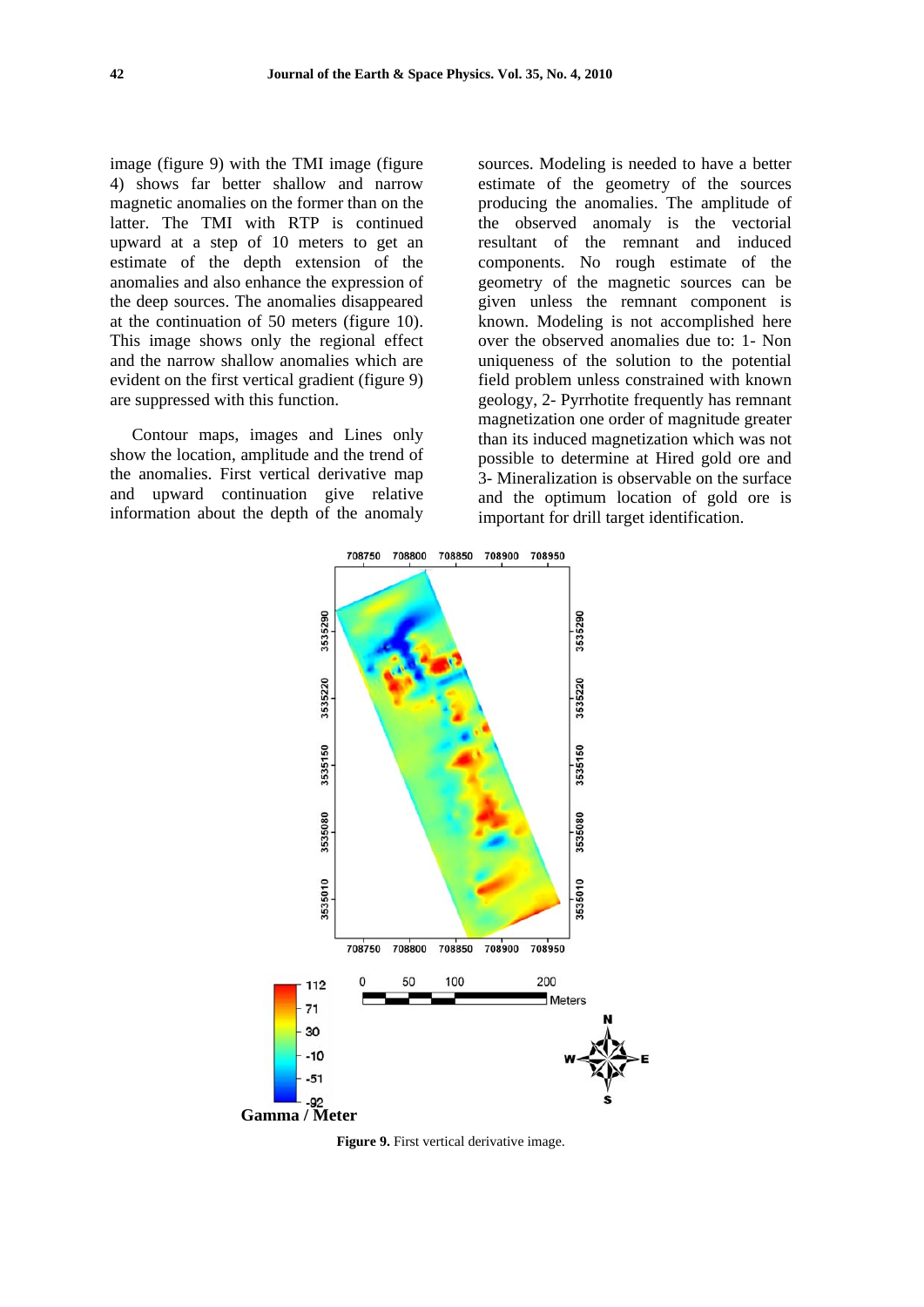image (figure 9) with the TMI image (figure 4) shows far better shallow and narrow magnetic anomalies on the former than on the latter. The TMI with RTP is continued upward at a step of 10 meters to get an estimate of the depth extension of the anomalies and also enhance the expression of the deep sources. The anomalies disappeared at the continuation of 50 meters (figure 10). This image shows only the regional effect and the narrow shallow anomalies which are evident on the first vertical gradient (figure 9) are suppressed with this function.

Contour maps, images and Lines only show the location, amplitude and the trend of the anomalies. First vertical derivative map and upward continuation give relative information about the depth of the anomaly sources. Modeling is needed to have a better estimate of the geometry of the sources producing the anomalies. The amplitude of the observed anomaly is the vectorial resultant of the remnant and induced components. No rough estimate of the geometry of the magnetic sources can be given unless the remnant component is known. Modeling is not accomplished here over the observed anomalies due to: 1- Non uniqueness of the solution to the potential field problem unless constrained with known geology, 2- Pyrrhotite frequently has remnant magnetization one order of magnitude greater than its induced magnetization which was not possible to determine at Hired gold ore and 3- Mineralization is observable on the surface and the optimum location of gold ore is important for drill target identification.

**Figure 9.** First vertical derivative image.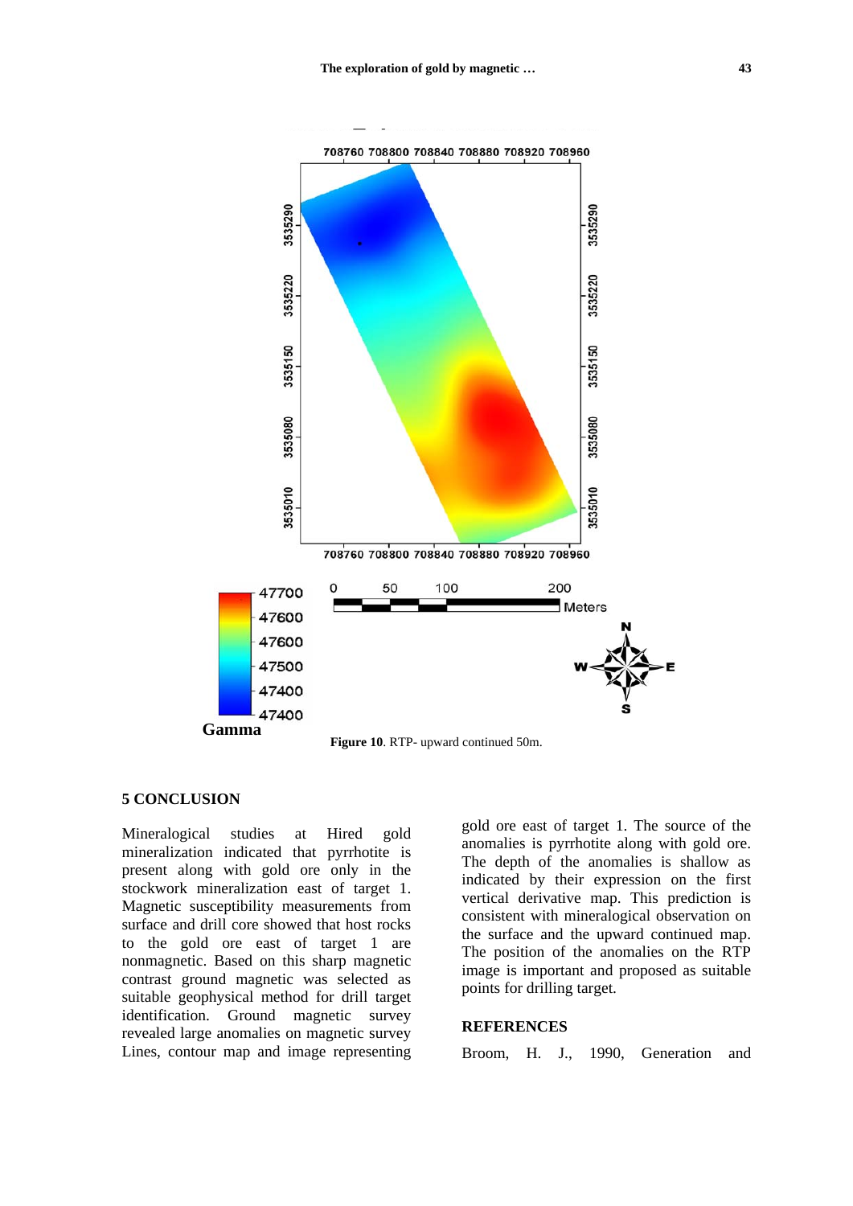**Figure 10**. RTP- upward continued 50m.

## 5 CONCLUSION

Mineralogical studies at Hired gold mineralization indicated that pyrrhotite is present along with gold ore only in the stockwork mineralization east of target 1. Magnetic susceptibility measurements from surface and drill core showed that host rocks to the gold ore east of target 1 are nonmagnetic. Based on this sharp magnetic contrast ground magnetic was selected as suitable geophysical method for drill target identification. Ground magnetic survey revealed large anomalies on magnetic survey Lines, contour map and image representing gold ore east of target 1. The source of the anomalies is pyrrhotite along with gold ore. The depth of the anomalies is shallow as indicated by their expression on the first vertical derivative map. This prediction is consistent with mineralogical observation on the surface and the upward continued map. The position of the anomalies on the RTP image is important and proposed as suitable points for drilling target.

## REFERENCES

Broom, H. J., 1990, Generation and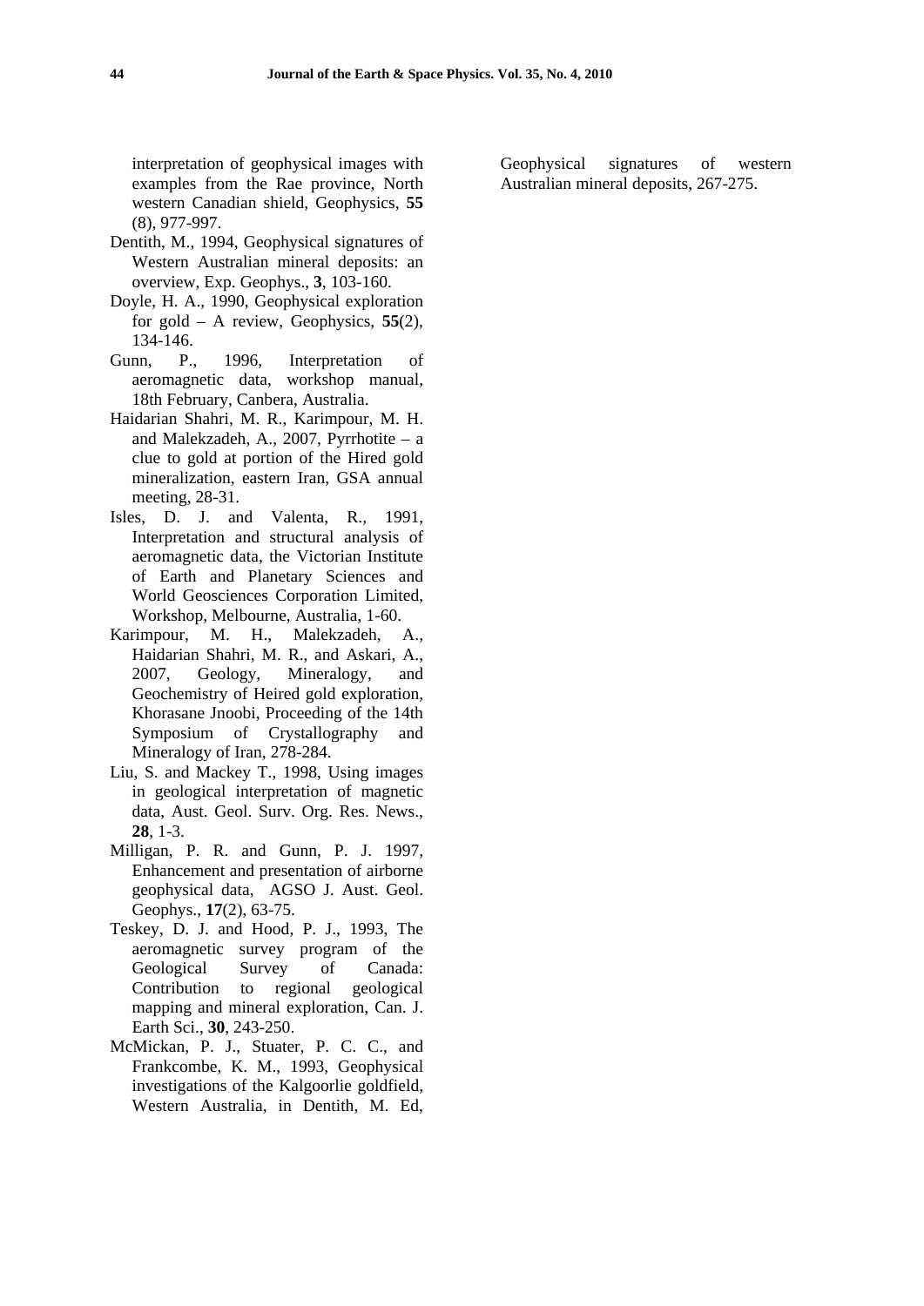interpretation of geophysical images with examples from the Rae province, North western Canadian shield, Geophysics, **55** (8), 977-997.

Dentith, M., 1994, Geophysical signatures of Western Australian mineral deposits: an overview, Exp. Geophys., **3**, 103-160.

Doyle, H. A., 1990, Geophysical exploration for gold – A review, Geophysics, **55**(2), 134-146.

Gunn, P., 1996, Interpretation of aeromagnetic data, workshop manual, 18th February, Canbera, Australia.

Haidarian Shahri, M. R., Karimpour, M. H. and Malekzadeh, A., 2007, Pyrrhotite – a clue to gold at portion of the Hired gold mineralization, eastern Iran, GSA annual meeting, 28-31.

Isles, D. J. and Valenta, R., 1991, Interpretation and structural analysis of aeromagnetic data, the Victorian Institute of Earth and Planetary Sciences and World Geosciences Corporation Limited, Workshop, Melbourne, Australia, 1-60.

Karimpour, M. H., Malekzadeh, A., Haidarian Shahri, M. R., and Askari, A., 2007, Geology, Mineralogy, and Geochemistry of Heired gold exploration, Khorasane Jnoobi, Proceeding of the 14th Symposium of Crystallography and Mineralogy of Iran, 278-284.

Liu, S. and Mackey T., 1998, Using images in geological interpretation of magnetic data, Aust. Geol. Surv. Org. Res. News., **28**, 1-3.

Milligan, P. R. and Gunn, P. J. 1997, Enhancement and presentation of airborne geophysical data, AGSO J. Aust. Geol. Geophys., **17**(2), 63-75.

Teskey, D. J. and Hood, P. J., 1993, The aeromagnetic survey program of the Geological Survey of Canada: Contribution to regional geological mapping and mineral exploration, Can. J. Earth Sci., **30**, 243-250.

McMickan, P. J., Stuater, P. C. C., and Frankcombe, K. M., 1993, Geophysical investigations of the Kalgoorlie goldfield, Western Australia, in Dentith, M. Ed, Geophysical signatures of western Australian mineral deposits, 267-275.